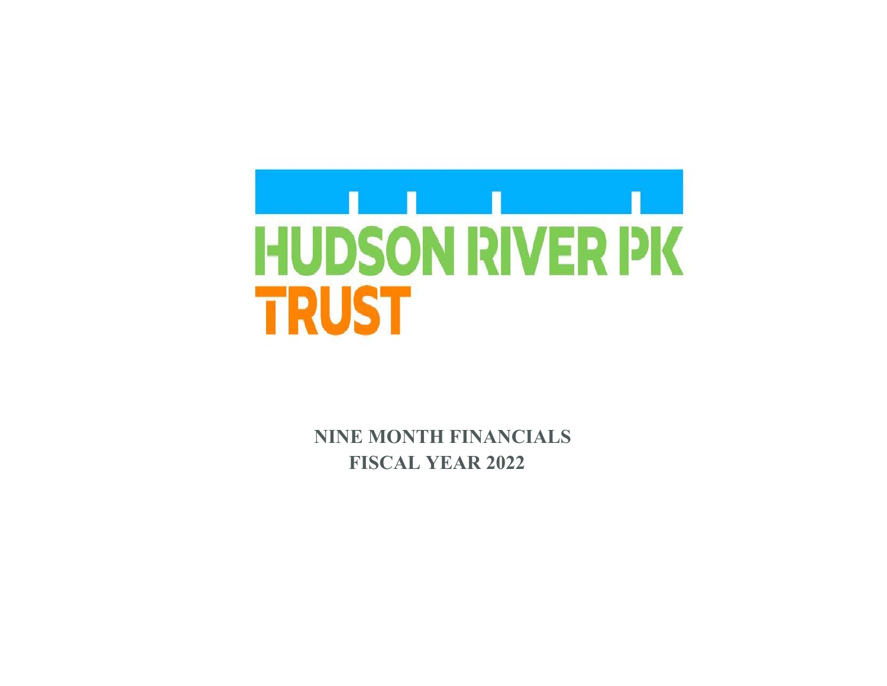# HUDSON RIVER PK TRUST

**NINE MONTH FINANCIALS**

**FISCAL YEAR 2022**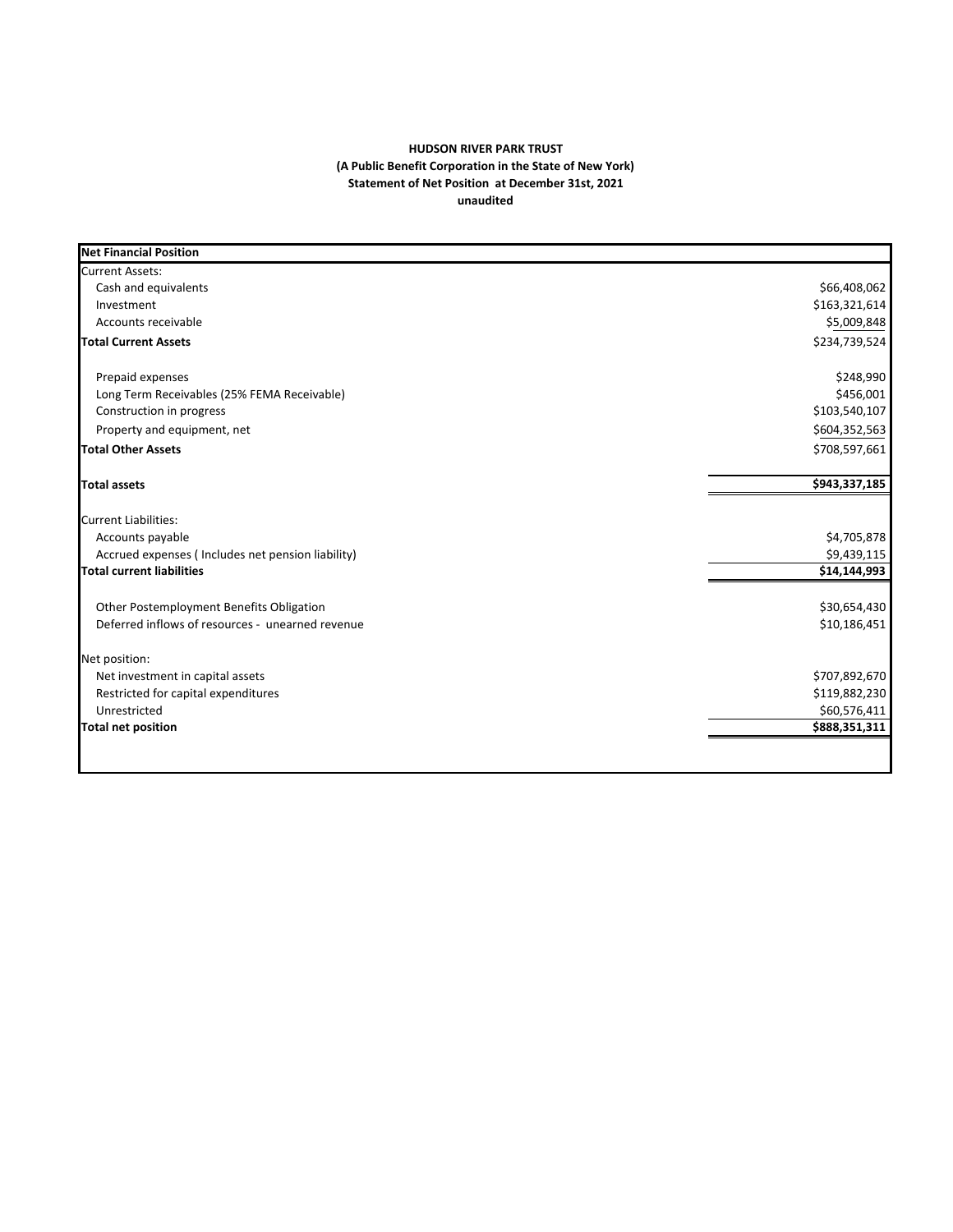**HUDSON RIVER PARK TRUST**
**(A Public Benefit Corporation in the State of New York)**
**Statement of Net Position at December 31st, 2021**
**unaudited**

| **Net Financial Position** | |
|---|---|
| Current Assets: | |
| Cash and equivalents | $66,408,062 |
| Investment | $163,321,614 |
| Accounts receivable | $5,009,848 |
| **Total Current Assets** | $234,739,524 |
| | |
| Prepaid expenses | $248,990 |
| Long Term Receivables (25% FEMA Receivable) | $456,001 |
| Construction in progress | $103,540,107 |
| Property and equipment, net | $604,352,563 |
| **Total Other Assets** | $708,597,661 |
| | |
| **Total assets** | **$943,337,185** |
| | |
| Current Liabilities: | |
| Accounts payable | $4,705,878 |
| Accrued expenses ( Includes net pension liability) | $9,439,115 |
| **Total current liabilities** | **$14,144,993** |
| | |
| Other Postemployment Benefits Obligation | $30,654,430 |
| Deferred inflows of resources - unearned revenue | $10,186,451 |
| | |
| Net position: | |
| Net investment in capital assets | $707,892,670 |
| Restricted for capital expenditures | $119,882,230 |
| Unrestricted | $60,576,411 |
| **Total net position** | **$888,351,311** |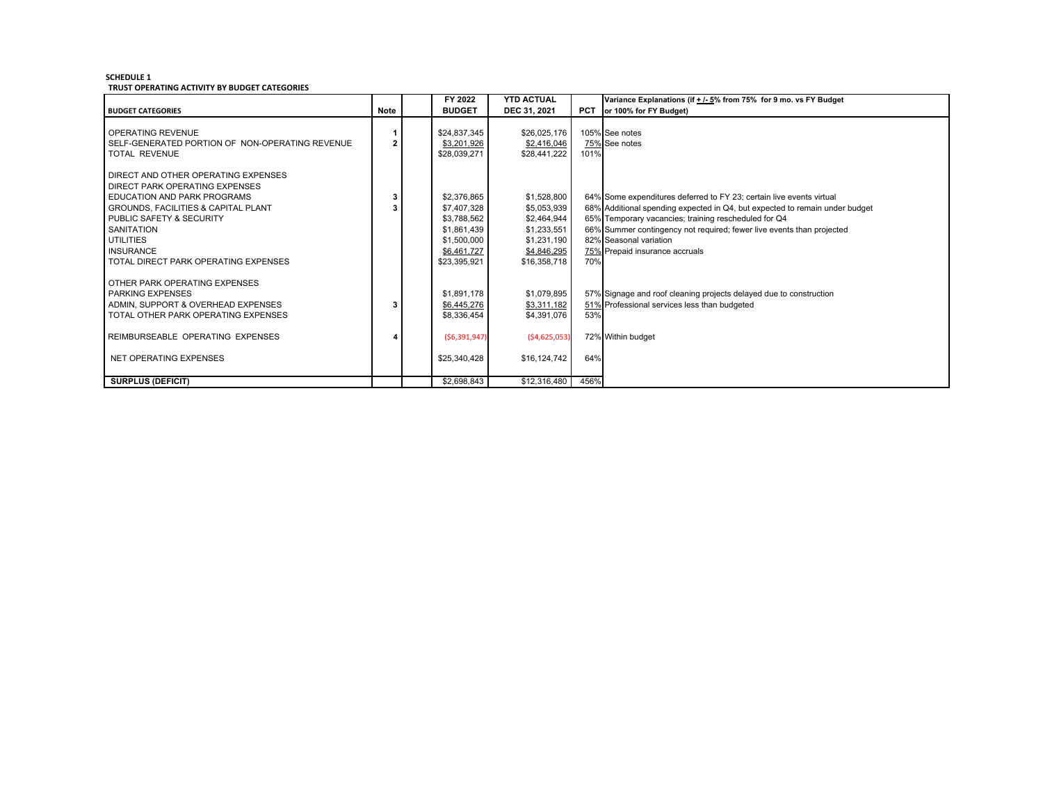**SCHEDULE 1**
**TRUST OPERATING ACTIVITY BY BUDGET CATEGORIES**

| BUDGET CATEGORIES | Note | | FY 2022 BUDGET | YTD ACTUAL DEC 31, 2021 | PCT | Variance Explanations (if + /- 5% from 75% for 9 mo. vs FY Budget or 100% for FY Budget) |
|---|---|---|---|---|---|---|
| OPERATING REVENUE | 1 | | $24,837,345 | $26,025,176 | 105% | See notes |
| SELF-GENERATED PORTION OF NON-OPERATING REVENUE | 2 | | $3,201,926 | $2,416,046 | 75% | See notes |
| TOTAL REVENUE | | | $28,039,271 | $28,441,222 | 101% | |
| DIRECT AND OTHER OPERATING EXPENSES | | | | | | |
| DIRECT PARK OPERATING EXPENSES | | | | | | |
| EDUCATION AND PARK PROGRAMS | 3 | | $2,376,865 | $1,528,800 | 64% | Some expenditures deferred to FY 23; certain live events virtual |
| GROUNDS, FACILITIES & CAPITAL PLANT | 3 | | $7,407,328 | $5,053,939 | 68% | Additional spending expected in Q4, but expected to remain under budget |
| PUBLIC SAFETY & SECURITY | | | $3,788,562 | $2,464,944 | 65% | Temporary vacancies; training rescheduled for Q4 |
| SANITATION | | | $1,861,439 | $1,233,551 | 66% | Summer contingency not required; fewer live events than projected |
| UTILITIES | | | $1,500,000 | $1,231,190 | 82% | Seasonal variation |
| INSURANCE | | | $6,461,727 | $4,846,295 | 75% | Prepaid insurance accruals |
| TOTAL DIRECT PARK OPERATING EXPENSES | | | $23,395,921 | $16,358,718 | 70% | |
| OTHER PARK OPERATING EXPENSES | | | | | | |
| PARKING EXPENSES | | | $1,891,178 | $1,079,895 | 57% | Signage and roof cleaning projects delayed due to construction |
| ADMIN, SUPPORT & OVERHEAD EXPENSES | 3 | | $6,445,276 | $3,311,182 | 51% | Professional services less than budgeted |
| TOTAL OTHER PARK OPERATING EXPENSES | | | $8,336,454 | $4,391,076 | 53% | |
| REIMBURSEABLE OPERATING EXPENSES | 4 | | ($6,391,947) | ($4,625,053) | 72% | Within budget |
| NET OPERATING EXPENSES | | | $25,340,428 | $16,124,742 | 64% | |
| **SURPLUS (DEFICIT)** | | | $2,698,843 | $12,316,480 | 456% | |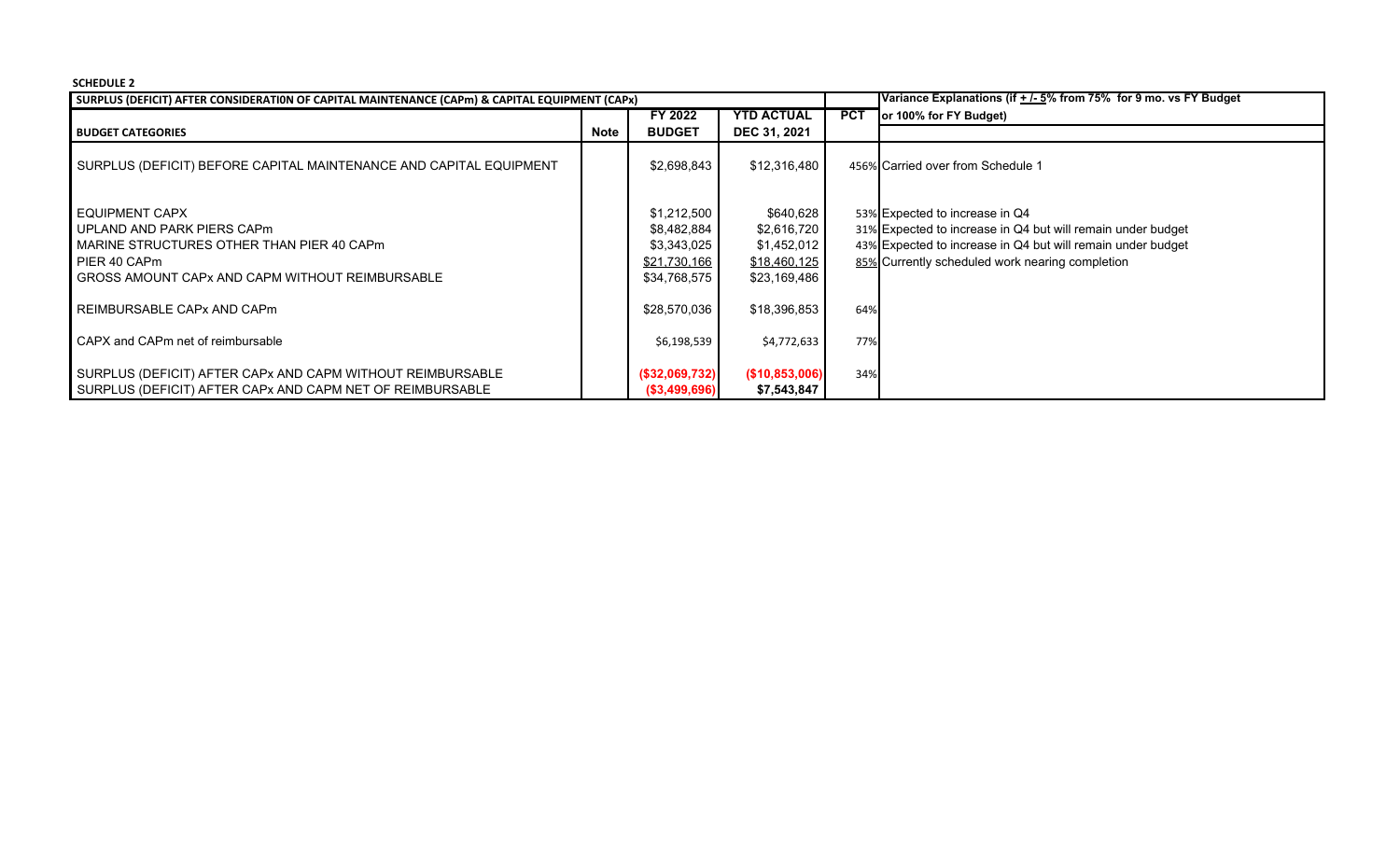**SCHEDULE 2**

| SURPLUS (DEFICIT) AFTER CONSIDERATION OF CAPITAL MAINTENANCE (CAPm) & CAPITAL EQUIPMENT (CAPx) | | | | | Variance Explanations (if + /- 5% from 75% for 9 mo. vs FY Budget or 100% for FY Budget) |
|---|---|---|---|---|---|
| **BUDGET CATEGORIES** | **Note** | **FY 2022 BUDGET** | **YTD ACTUAL DEC 31, 2021** | **PCT** | |
| SURPLUS (DEFICIT) BEFORE CAPITAL MAINTENANCE AND CAPITAL EQUIPMENT | | $2,698,843 | $12,316,480 | 456% | Carried over from Schedule 1 |
| EQUIPMENT CAPX | | $1,212,500 | $640,628 | 53% | Expected to increase in Q4 |
| UPLAND AND PARK PIERS CAPm | | $8,482,884 | $2,616,720 | 31% | Expected to increase in Q4 but will remain under budget |
| MARINE STRUCTURES OTHER THAN PIER 40 CAPm | | $3,343,025 | $1,452,012 | 43% | Expected to increase in Q4 but will remain under budget |
| PIER 40 CAPm | | $21,730,166 | $18,460,125 | 85% | Currently scheduled work nearing completion |
| GROSS AMOUNT CAPx AND CAPM WITHOUT REIMBURSABLE | | $34,768,575 | $23,169,486 | | |
| REIMBURSABLE CAPx AND CAPm | | $28,570,036 | $18,396,853 | 64% | |
| CAPX and CAPm net of reimbursable | | $6,198,539 | $4,772,633 | 77% | |
| SURPLUS (DEFICIT) AFTER CAPx AND CAPM WITHOUT REIMBURSABLE | | ($32,069,732) | ($10,853,006) | 34% | |
| SURPLUS (DEFICIT) AFTER CAPx AND CAPM NET OF REIMBURSABLE | | ($3,499,696) | $7,543,847 | | |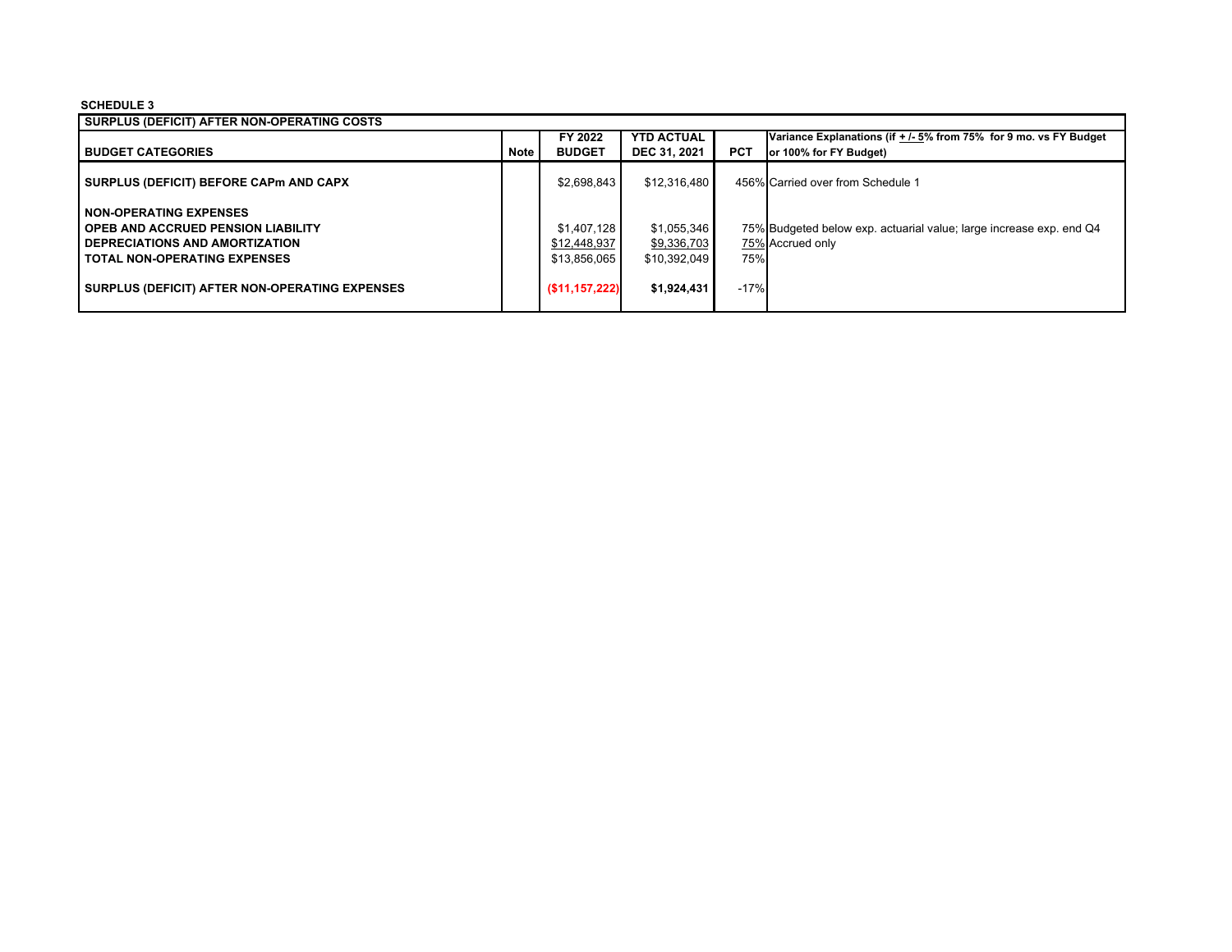**SCHEDULE 3**

| SURPLUS (DEFICIT) AFTER NON-OPERATING COSTS | | | | | |
|---|---|---|---|---|---|
| **BUDGET CATEGORIES** | **Note** | **FY 2022 BUDGET** | **YTD ACTUAL DEC 31, 2021** | **PCT** | **Variance Explanations (if +/- 5% from 75% for 9 mo. vs FY Budget or 100% for FY Budget)** |
| **SURPLUS (DEFICIT) BEFORE CAPm AND CAPX** | | $2,698,843 | $12,316,480 | 456% | Carried over from Schedule 1 |
| **NON-OPERATING EXPENSES** | | | | | |
| **OPEB AND ACCRUED PENSION LIABILITY** | | $1,407,128 | $1,055,346 | 75% | Budgeted below exp. actuarial value; large increase exp. end Q4 |
| **DEPRECIATIONS AND AMORTIZATION** | | $12,448,937 | $9,336,703 | 75% | Accrued only |
| **TOTAL NON-OPERATING EXPENSES** | | $13,856,065 | $10,392,049 | 75% | |
| **SURPLUS (DEFICIT) AFTER NON-OPERATING EXPENSES** | | **($11,157,222)** | **$1,924,431** | -17% | |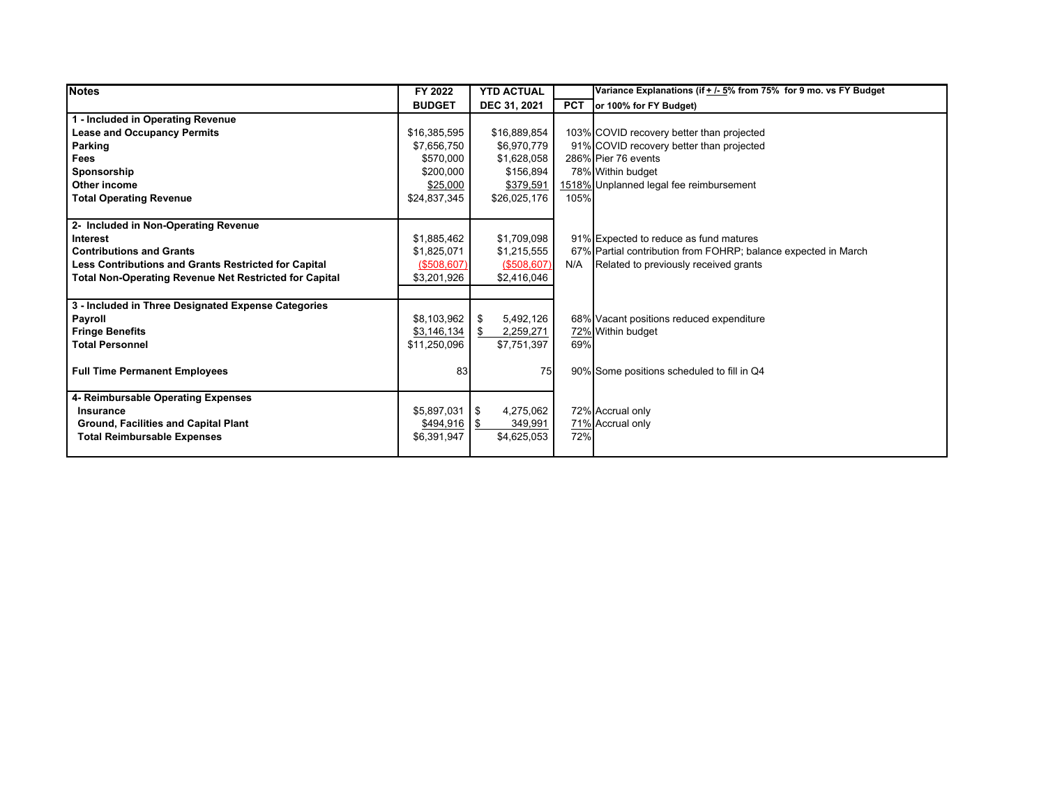| Notes | FY 2022 BUDGET | YTD ACTUAL DEC 31, 2021 | PCT | Variance Explanations (if + /- 5% from 75% for 9 mo. vs FY Budget or 100% for FY Budget) |
|---|---|---|---|---|
| **1 - Included in Operating Revenue** | | | | |
| **Lease and Occupancy Permits** | $16,385,595 | $16,889,854 | 103% | COVID recovery better than projected |
| **Parking** | $7,656,750 | $6,970,779 | 91% | COVID recovery better than projected |
| **Fees** | $570,000 | $1,628,058 | 286% | Pier 76 events |
| **Sponsorship** | $200,000 | $156,894 | 78% | Within budget |
| **Other income** | $25,000 | $379,591 | 1518% | Unplanned legal fee reimbursement |
| **Total Operating Revenue** | $24,837,345 | $26,025,176 | 105% | |
| | | | | |
| **2- Included in Non-Operating Revenue** | | | | |
| **Interest** | $1,885,462 | $1,709,098 | 91% | Expected to reduce as fund matures |
| **Contributions and Grants** | $1,825,071 | $1,215,555 | 67% | Partial contribution from FOHRP; balance expected in March |
| **Less Contributions and Grants Restricted for Capital** | ($508,607) | ($508,607) | N/A | Related to previously received grants |
| **Total Non-Operating Revenue Net Restricted for Capital** | $3,201,926 | $2,416,046 | | |
| | | | | |
| **3 - Included in Three Designated Expense Categories** | | | | |
| **Payroll** | $8,103,962 | $ 5,492,126 | 68% | Vacant positions reduced expenditure |
| **Fringe Benefits** | $3,146,134 | $ 2,259,271 | 72% | Within budget |
| **Total Personnel** | $11,250,096 | $7,751,397 | 69% | |
| | | | | |
| **Full Time Permanent Employees** | 83 | 75 | 90% | Some positions scheduled to fill in Q4 |
| | | | | |
| **4- Reimbursable Operating Expenses** | | | | |
| **Insurance** | $5,897,031 | $ 4,275,062 | 72% | Accrual only |
| **Ground, Facilities and Capital Plant** | $494,916 | $ 349,991 | 71% | Accrual only |
| **Total Reimbursable Expenses** | $6,391,947 | $4,625,053 | 72% | |